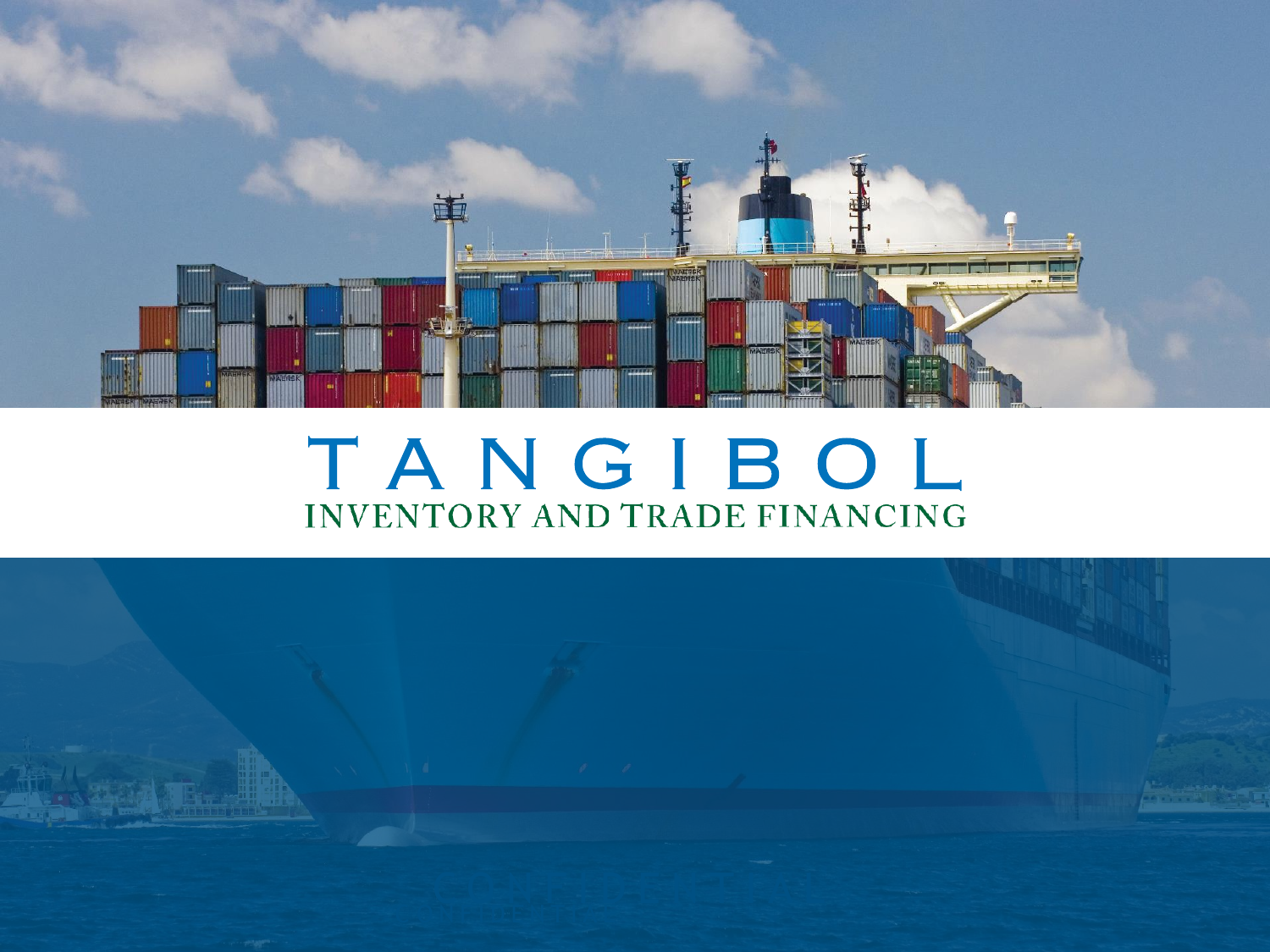# TANGIBOL

## INVENTORY AND TRADE FINANCING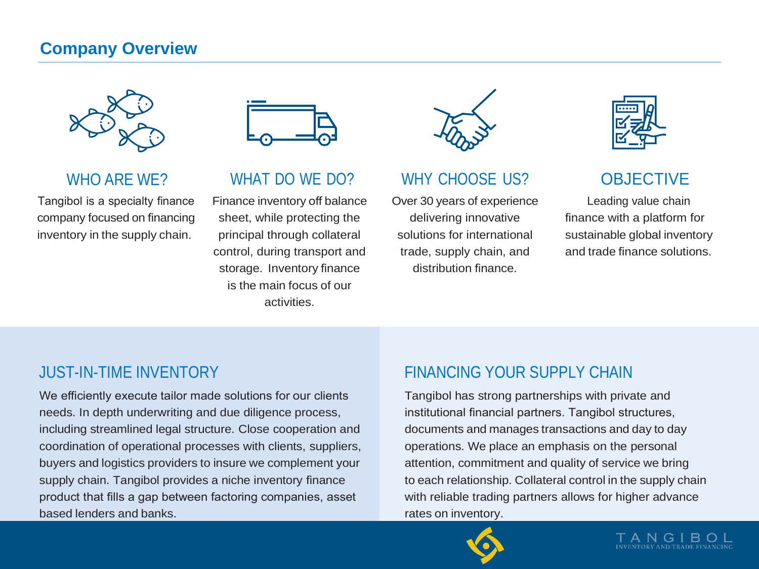## Company Overview

### WHO ARE WE?

Tangibol is a specialty finance company focused on financing inventory in the supply chain.

### WHAT DO WE DO?

Finance inventory off balance sheet, while protecting the principal through collateral control, during transport and storage. Inventory finance is the main focus of our activities.

### WHY CHOOSE US?

Over 30 years of experience delivering innovative solutions for international trade, supply chain, and distribution finance.

### OBJECTIVE

Leading value chain finance with a platform for sustainable global inventory and trade finance solutions.

### JUST-IN-TIME INVENTORY

We efficiently execute tailor made solutions for our clients needs. In depth underwriting and due diligence process, including streamlined legal structure. Close cooperation and coordination of operational processes with clients, suppliers, buyers and logistics providers to insure we complement your supply chain. Tangibol provides a niche inventory finance product that fills a gap between factoring companies, asset based lenders and banks.

### FINANCING YOUR SUPPLY CHAIN

Tangibol has strong partnerships with private and institutional financial partners. Tangibol structures, documents and manages transactions and day to day operations. We place an emphasis on the personal attention, commitment and quality of service we bring to each relationship. Collateral control in the supply chain with reliable trading partners allows for higher advance rates on inventory.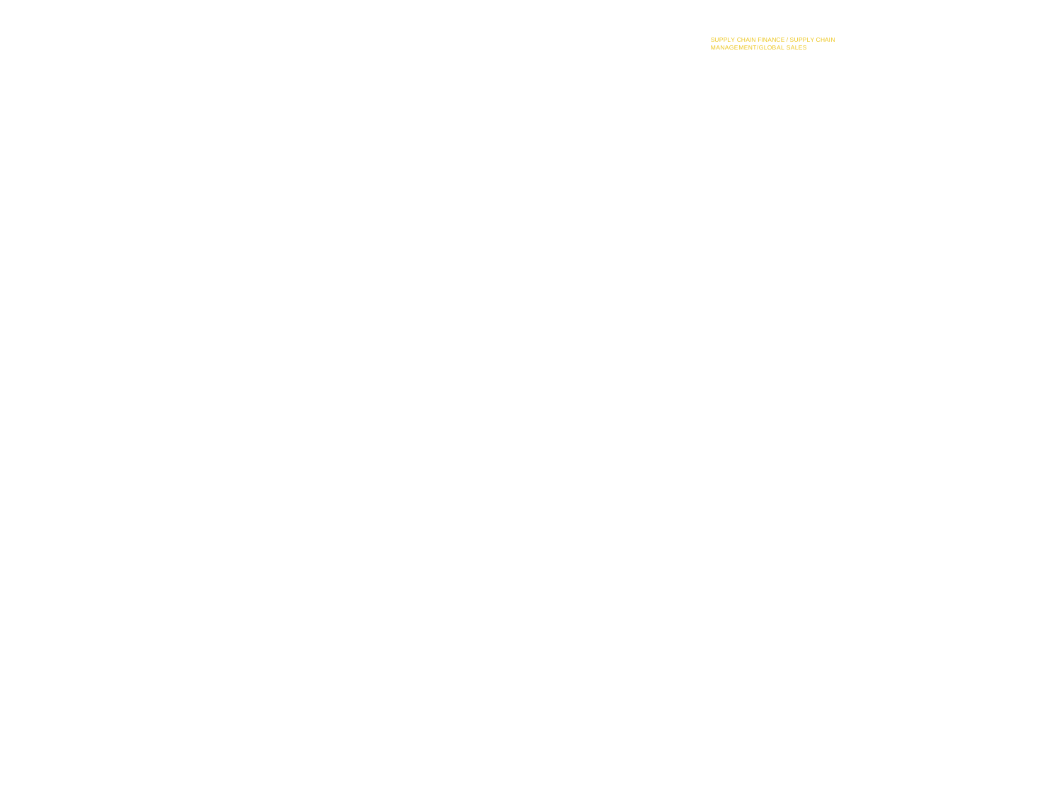SUPPLY CHAIN FINANCE / SUPPLY CHAIN MANAGEMENT/GLOBAL SALES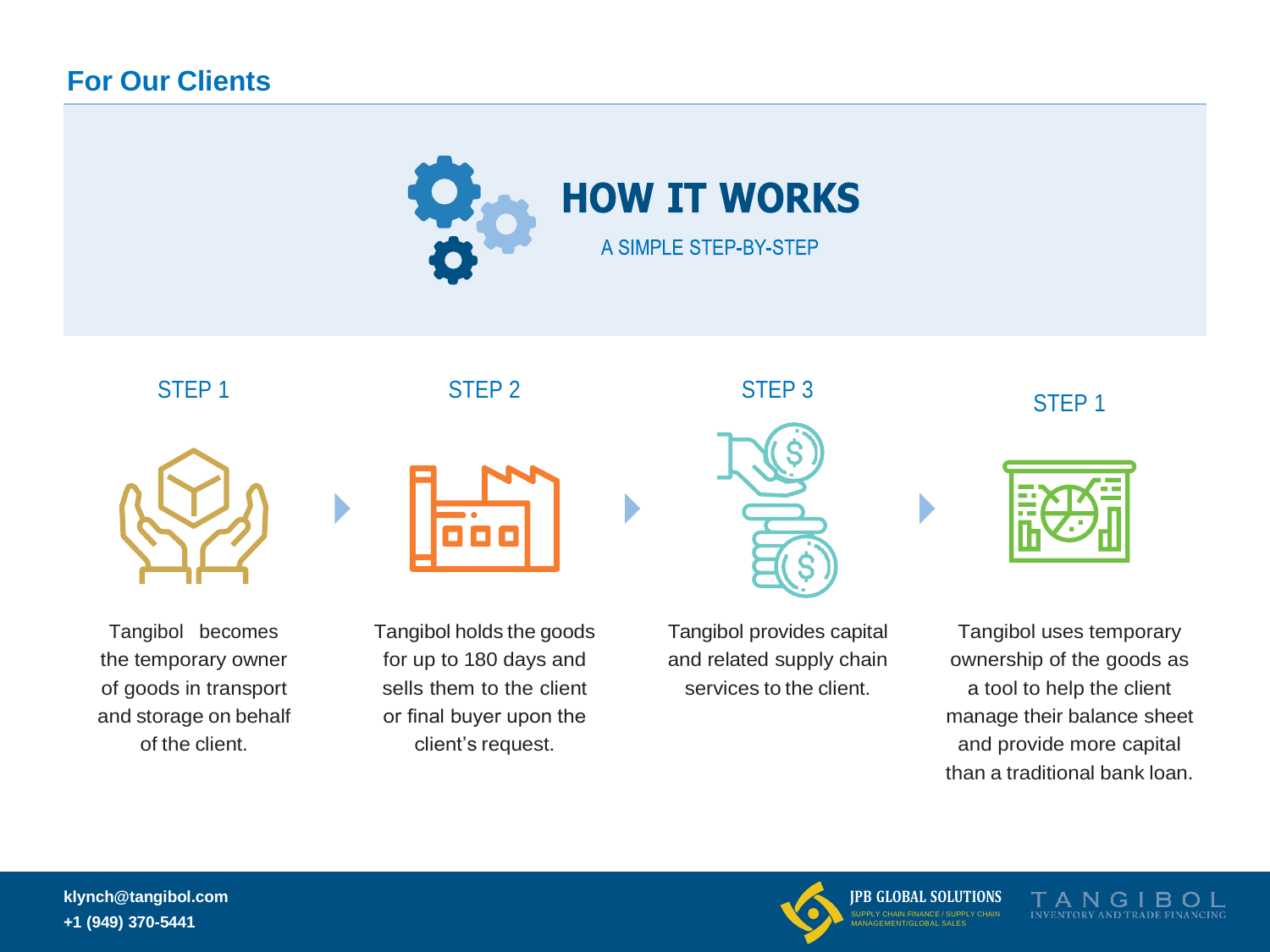## For Our Clients

# HOW IT WORKS

A SIMPLE STEP-BY-STEP

### STEP 1

Tangibol becomes the temporary owner of goods in transport and storage on behalf of the client.

### STEP 2

Tangibol holds the goods for up to 180 days and sells them to the client or final buyer upon the client's request.

### STEP 3

Tangibol provides capital and related supply chain services to the client.

### STEP 1

Tangibol uses temporary ownership of the goods as a tool to help the client manage their balance sheet and provide more capital than a traditional bank loan.

**klynch@tangibol.com**
**+1 (949) 370-5441**

JPB GLOBAL SOLUTIONS
SUPPLY CHAIN FINANCE / SUPPLY CHAIN MANAGEMENT/GLOBAL SALES

TANGIBOL
INVENTORY AND TRADE FINANCING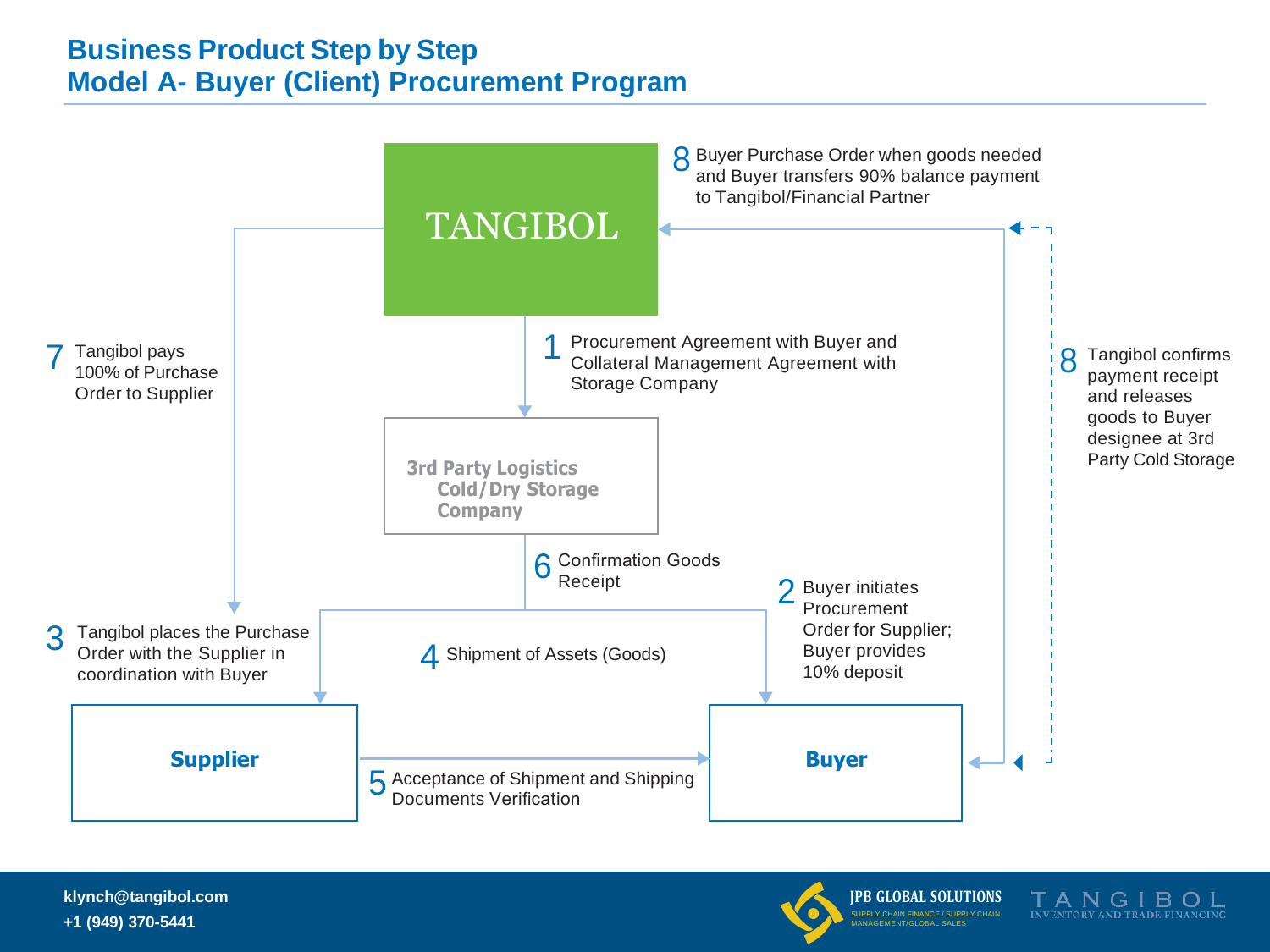# Business Product Step by Step
# Model A- Buyer (Client) Procurement Program

**TANGIBOL**

**3rd Party Logistics Cold/Dry Storage Company**

**Supplier**

**Buyer**

1. Procurement Agreement with Buyer and Collateral Management Agreement with Storage Company
2. Buyer initiates Procurement Order for Supplier; Buyer provides 10% deposit
3. Tangibol places the Purchase Order with the Supplier in coordination with Buyer
4. Shipment of Assets (Goods)
5. Acceptance of Shipment and Shipping Documents Verification
6. Confirmation Goods Receipt
7. Tangibol pays 100% of Purchase Order to Supplier
8. Buyer Purchase Order when goods needed and Buyer transfers 90% balance payment to Tangibol/Financial Partner
8. Tangibol confirms payment receipt and releases goods to Buyer designee at 3rd Party Cold Storage

**klynch@tangibol.com**
**+1 (949) 370-5441**

JPB GLOBAL SOLUTIONS
SUPPLY CHAIN FINANCE / SUPPLY CHAIN MANAGEMENT/GLOBAL SALES

TANGIBOL
INVENTORY AND TRADE FINANCING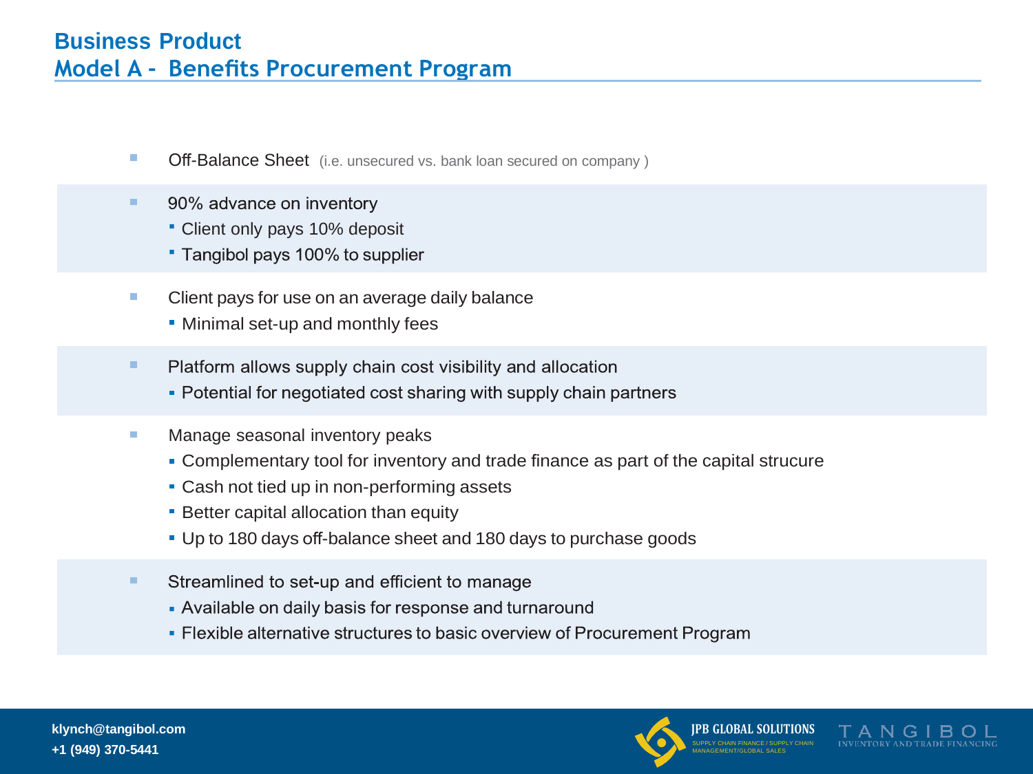# Business Product
## Model A - Benefits Procurement Program

- Off-Balance Sheet (i.e. unsecured vs. bank loan secured on company )
- 90% advance on inventory
  - Client only pays 10% deposit
  - Tangibol pays 100% to supplier
- Client pays for use on an average daily balance
  - Minimal set-up and monthly fees
- Platform allows supply chain cost visibility and allocation
  - Potential for negotiated cost sharing with supply chain partners
- Manage seasonal inventory peaks
  - Complementary tool for inventory and trade finance as part of the capital strucure
  - Cash not tied up in non-performing assets
  - Better capital allocation than equity
  - Up to 180 days off-balance sheet and 180 days to purchase goods
- Streamlined to set-up and efficient to manage
  - Available on daily basis for response and turnaround
  - Flexible alternative structures to basic overview of Procurement Program

**klynch@tangibol.com**
**+1 (949) 370-5441**

JPB GLOBAL SOLUTIONS
SUPPLY CHAIN FINANCE / SUPPLY CHAIN MANAGEMENT/GLOBAL SALES

TANGIBOL
INVENTORY AND TRADE FINANCING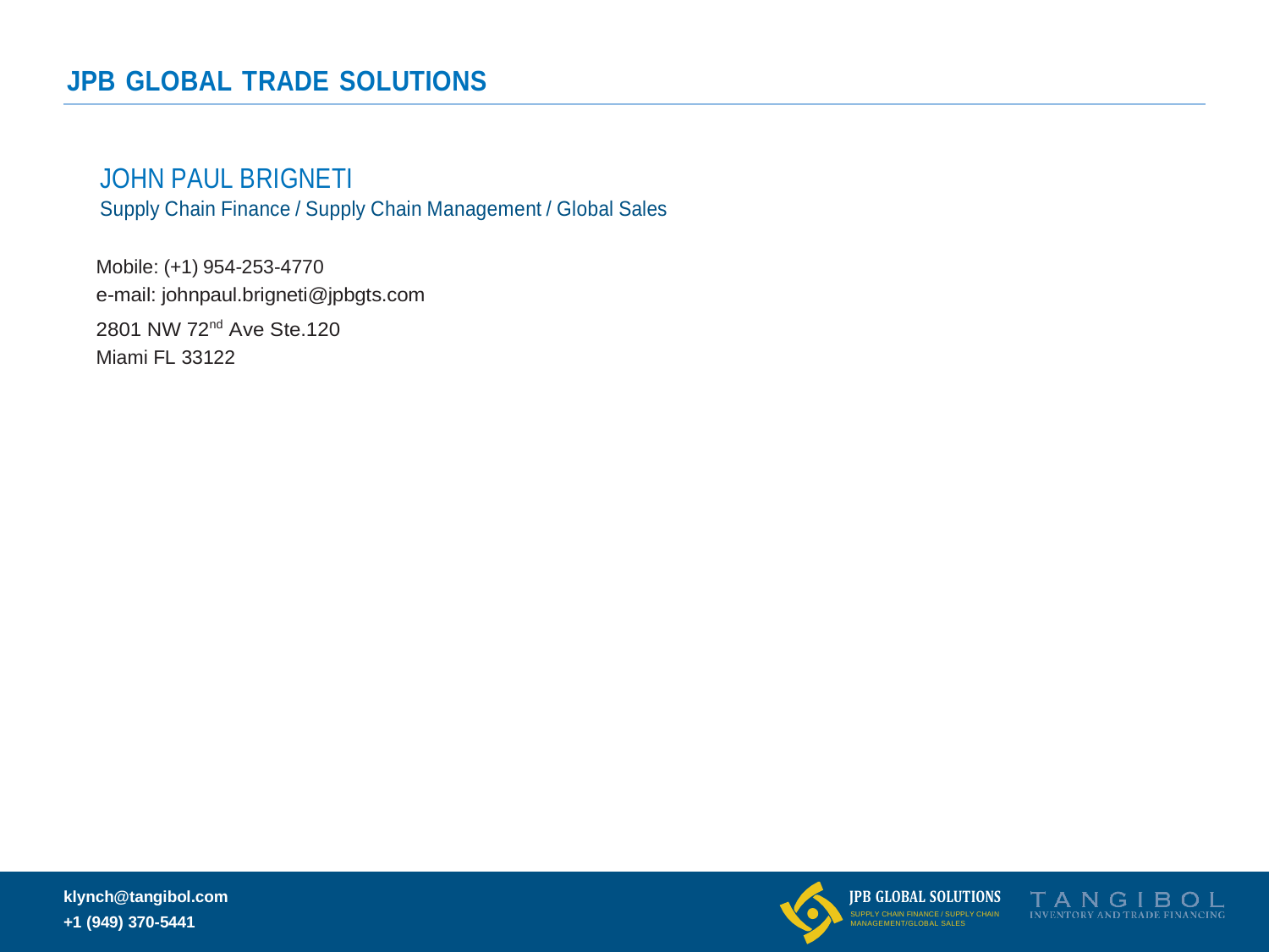# JPB GLOBAL TRADE SOLUTIONS

## JOHN PAUL BRIGNETI

Supply Chain Finance / Supply Chain Management / Global Sales

Mobile: (+1) 954-253-4770
e-mail: johnpaul.brigneti@jpbgts.com
2801 NW 72nd Ave Ste.120
Miami FL 33122

**klynch@tangibol.com**
**+1 (949) 370-5441**

JPB GLOBAL SOLUTIONS
SUPPLY CHAIN FINANCE / SUPPLY CHAIN MANAGEMENT/GLOBAL SALES

TANGIBOL
INVENTORY AND TRADE FINANCING